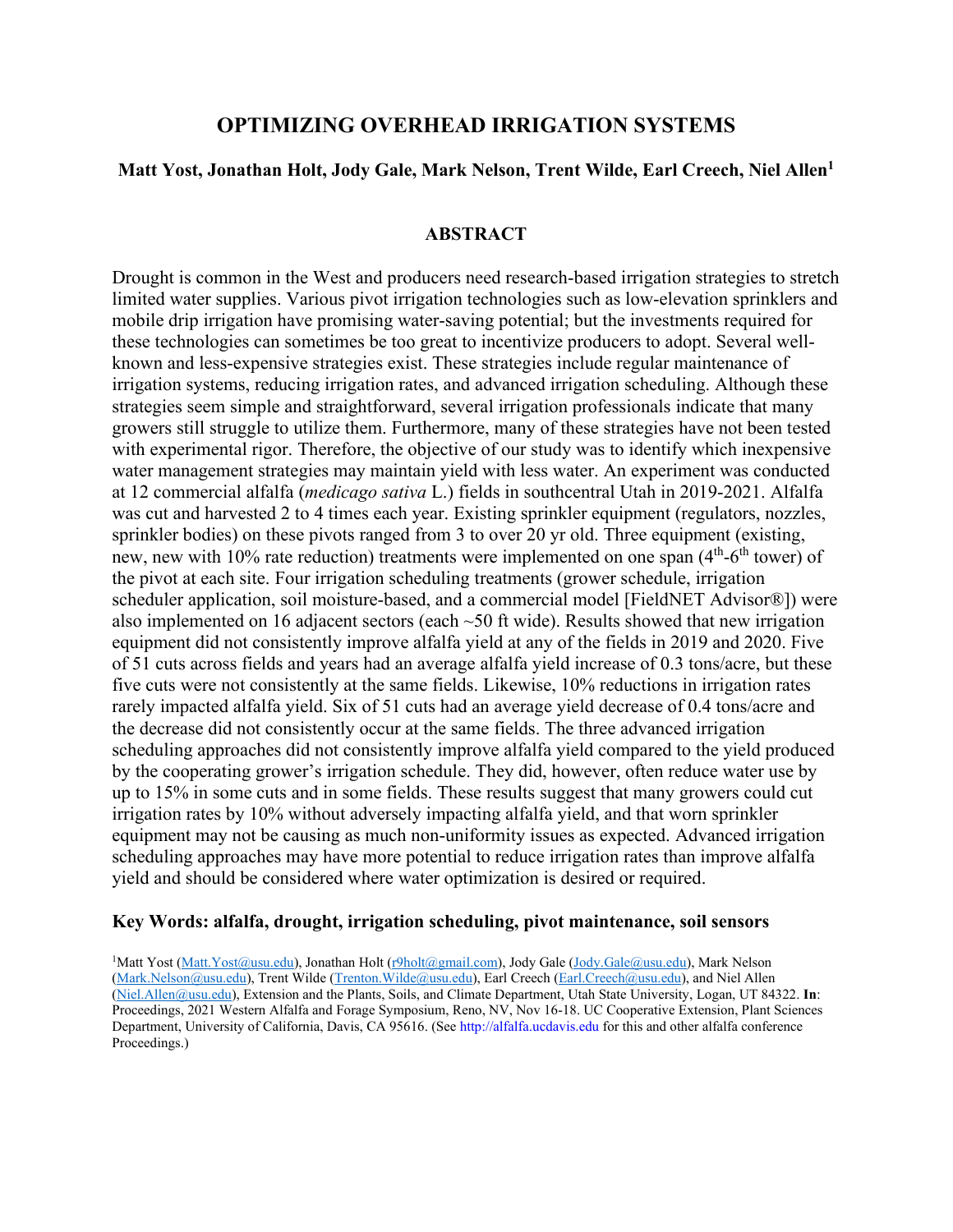# OPTIMIZING OVERHEAD IRRIGATION SYSTEMS

**Matt Yost, Jonathan Holt, Jody Gale, Mark Nelson, Trent Wilde, Earl Creech, Niel Allen[1]**

## ABSTRACT

Drought is common in the West and producers need research-based irrigation strategies to stretch limited water supplies. Various pivot irrigation technologies such as low-elevation sprinklers and mobile drip irrigation have promising water-saving potential; but the investments required for these technologies can sometimes be too great to incentivize producers to adopt. Several well-known and less-expensive strategies exist. These strategies include regular maintenance of irrigation systems, reducing irrigation rates, and advanced irrigation scheduling. Although these strategies seem simple and straightforward, several irrigation professionals indicate that many growers still struggle to utilize them. Furthermore, many of these strategies have not been tested with experimental rigor. Therefore, the objective of our study was to identify which inexpensive water management strategies may maintain yield with less water. An experiment was conducted at 12 commercial alfalfa (*medicago sativa* L.) fields in southcentral Utah in 2019-2021. Alfalfa was cut and harvested 2 to 4 times each year. Existing sprinkler equipment (regulators, nozzles, sprinkler bodies) on these pivots ranged from 3 to over 20 yr old. Three equipment (existing, new, new with 10% rate reduction) treatments were implemented on one span ($4^{th}$-$6^{th}$ tower) of the pivot at each site. Four irrigation scheduling treatments (grower schedule, irrigation scheduler application, soil moisture-based, and a commercial model [FieldNET Advisor®]) were also implemented on 16 adjacent sectors (each ~50 ft wide). Results showed that new irrigation equipment did not consistently improve alfalfa yield at any of the fields in 2019 and 2020. Five of 51 cuts across fields and years had an average alfalfa yield increase of 0.3 tons/acre, but these five cuts were not consistently at the same fields. Likewise, 10% reductions in irrigation rates rarely impacted alfalfa yield. Six of 51 cuts had an average yield decrease of 0.4 tons/acre and the decrease did not consistently occur at the same fields. The three advanced irrigation scheduling approaches did not consistently improve alfalfa yield compared to the yield produced by the cooperating grower's irrigation schedule. They did, however, often reduce water use by up to 15% in some cuts and in some fields. These results suggest that many growers could cut irrigation rates by 10% without adversely impacting alfalfa yield, and that worn sprinkler equipment may not be causing as much non-uniformity issues as expected. Advanced irrigation scheduling approaches may have more potential to reduce irrigation rates than improve alfalfa yield and should be considered where water optimization is desired or required.

**Key Words: alfalfa, drought, irrigation scheduling, pivot maintenance, soil sensors**

[1]Matt Yost (Matt.Yost@usu.edu), Jonathan Holt (r9holt@gmail.com), Jody Gale (Jody.Gale@usu.edu), Mark Nelson (Mark.Nelson@usu.edu), Trent Wilde (Trenton.Wilde@usu.edu), Earl Creech (Earl.Creech@usu.edu), and Niel Allen (Niel.Allen@usu.edu), Extension and the Plants, Soils, and Climate Department, Utah State University, Logan, UT 84322. **In**: Proceedings, 2021 Western Alfalfa and Forage Symposium, Reno, NV, Nov 16-18. UC Cooperative Extension, Plant Sciences Department, University of California, Davis, CA 95616. (See http://alfalfa.ucdavis.edu for this and other alfalfa conference Proceedings.)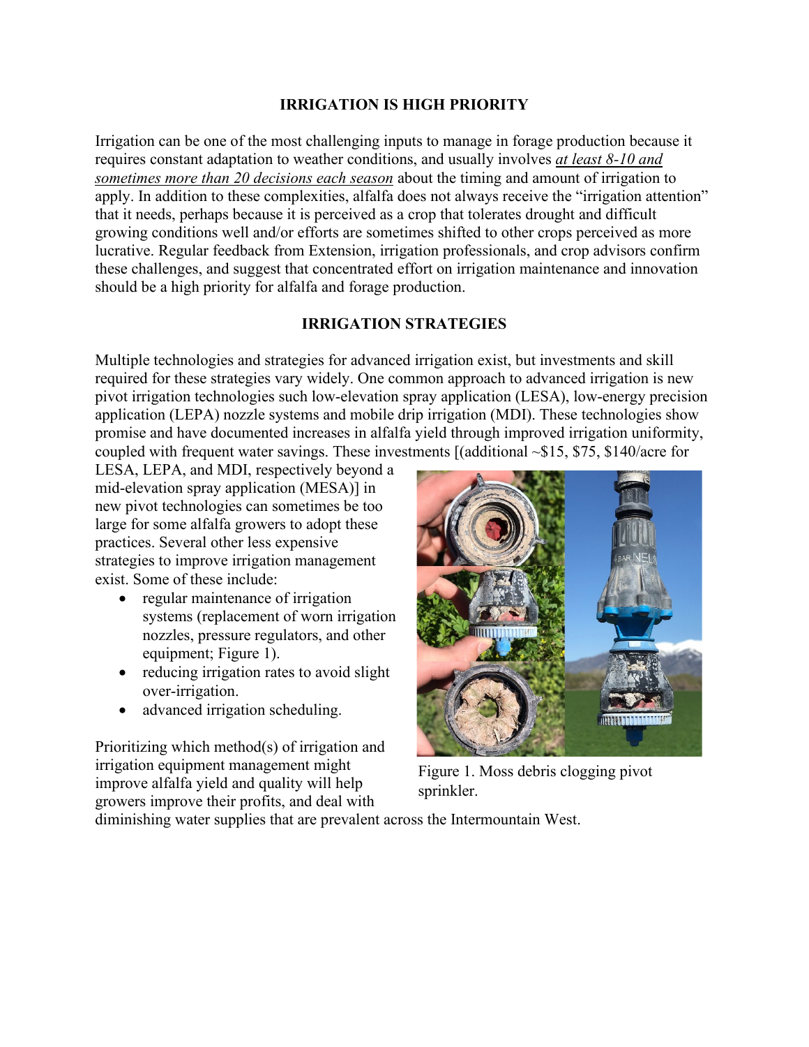## IRRIGATION IS HIGH PRIORITY

Irrigation can be one of the most challenging inputs to manage in forage production because it requires constant adaptation to weather conditions, and usually involves *at least 8-10 and sometimes more than 20 decisions each season* about the timing and amount of irrigation to apply. In addition to these complexities, alfalfa does not always receive the "irrigation attention" that it needs, perhaps because it is perceived as a crop that tolerates drought and difficult growing conditions well and/or efforts are sometimes shifted to other crops perceived as more lucrative. Regular feedback from Extension, irrigation professionals, and crop advisors confirm these challenges, and suggest that concentrated effort on irrigation maintenance and innovation should be a high priority for alfalfa and forage production.

## IRRIGATION STRATEGIES

Multiple technologies and strategies for advanced irrigation exist, but investments and skill required for these strategies vary widely. One common approach to advanced irrigation is new pivot irrigation technologies such low-elevation spray application (LESA), low-energy precision application (LEPA) nozzle systems and mobile drip irrigation (MDI). These technologies show promise and have documented increases in alfalfa yield through improved irrigation uniformity, coupled with frequent water savings. These investments [(additional ~$15, $75, $140/acre for LESA, LEPA, and MDI, respectively beyond a mid-elevation spray application (MESA)] in new pivot technologies can sometimes be too large for some alfalfa growers to adopt these practices. Several other less expensive strategies to improve irrigation management exist. Some of these include:

- regular maintenance of irrigation systems (replacement of worn irrigation nozzles, pressure regulators, and other equipment; Figure 1).
- reducing irrigation rates to avoid slight over-irrigation.
- advanced irrigation scheduling.

Figure 1. Moss debris clogging pivot sprinkler.

Prioritizing which method(s) of irrigation and irrigation equipment management might improve alfalfa yield and quality will help growers improve their profits, and deal with diminishing water supplies that are prevalent across the Intermountain West.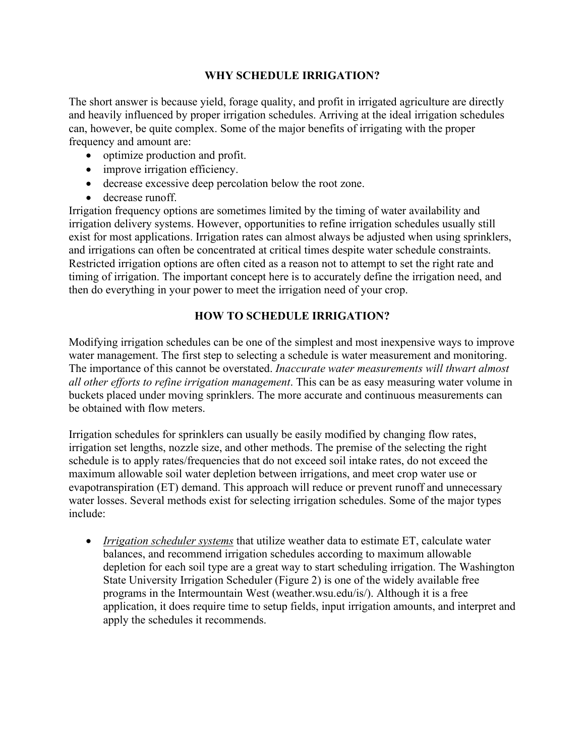## WHY SCHEDULE IRRIGATION?

The short answer is because yield, forage quality, and profit in irrigated agriculture are directly and heavily influenced by proper irrigation schedules. Arriving at the ideal irrigation schedules can, however, be quite complex. Some of the major benefits of irrigating with the proper frequency and amount are:

- optimize production and profit.
- improve irrigation efficiency.
- decrease excessive deep percolation below the root zone.
- decrease runoff.

Irrigation frequency options are sometimes limited by the timing of water availability and irrigation delivery systems. However, opportunities to refine irrigation schedules usually still exist for most applications. Irrigation rates can almost always be adjusted when using sprinklers, and irrigations can often be concentrated at critical times despite water schedule constraints. Restricted irrigation options are often cited as a reason not to attempt to set the right rate and timing of irrigation. The important concept here is to accurately define the irrigation need, and then do everything in your power to meet the irrigation need of your crop.

## HOW TO SCHEDULE IRRIGATION?

Modifying irrigation schedules can be one of the simplest and most inexpensive ways to improve water management. The first step to selecting a schedule is water measurement and monitoring. The importance of this cannot be overstated. *Inaccurate water measurements will thwart almost all other efforts to refine irrigation management*. This can be as easy measuring water volume in buckets placed under moving sprinklers. The more accurate and continuous measurements can be obtained with flow meters.

Irrigation schedules for sprinklers can usually be easily modified by changing flow rates, irrigation set lengths, nozzle size, and other methods. The premise of the selecting the right schedule is to apply rates/frequencies that do not exceed soil intake rates, do not exceed the maximum allowable soil water depletion between irrigations, and meet crop water use or evapotranspiration (ET) demand. This approach will reduce or prevent runoff and unnecessary water losses. Several methods exist for selecting irrigation schedules. Some of the major types include:

- *Irrigation scheduler systems* that utilize weather data to estimate ET, calculate water balances, and recommend irrigation schedules according to maximum allowable depletion for each soil type are a great way to start scheduling irrigation. The Washington State University Irrigation Scheduler (Figure 2) is one of the widely available free programs in the Intermountain West (weather.wsu.edu/is/). Although it is a free application, it does require time to setup fields, input irrigation amounts, and interpret and apply the schedules it recommends.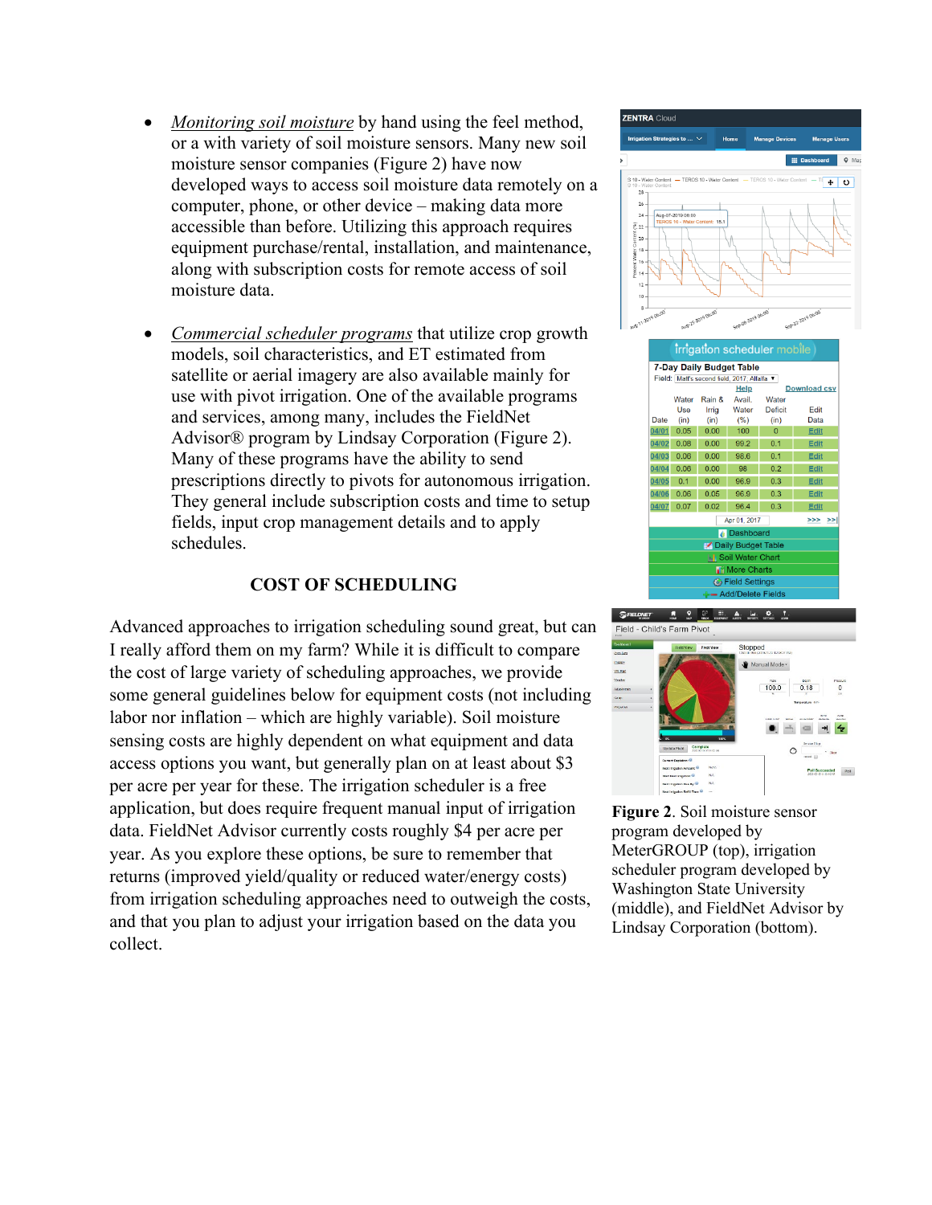- *Monitoring soil moisture* by hand using the feel method, or a with variety of soil moisture sensors. Many new soil moisture sensor companies (Figure 2) have now developed ways to access soil moisture data remotely on a computer, phone, or other device – making data more accessible than before. Utilizing this approach requires equipment purchase/rental, installation, and maintenance, along with subscription costs for remote access of soil moisture data.

- *Commercial scheduler programs* that utilize crop growth models, soil characteristics, and ET estimated from satellite or aerial imagery are also available mainly for use with pivot irrigation. One of the available programs and services, among many, includes the FieldNet Advisor® program by Lindsay Corporation (Figure 2). Many of these programs have the ability to send prescriptions directly to pivots for autonomous irrigation. They general include subscription costs and time to setup fields, input crop management details and to apply schedules.

## COST OF SCHEDULING

Advanced approaches to irrigation scheduling sound great, but can I really afford them on my farm? While it is difficult to compare the cost of large variety of scheduling approaches, we provide some general guidelines below for equipment costs (not including labor nor inflation – which are highly variable). Soil moisture sensing costs are highly dependent on what equipment and data access options you want, but generally plan on at least about $3 per acre per year for these. The irrigation scheduler is a free application, but does require frequent manual input of irrigation data. FieldNet Advisor currently costs roughly $4 per acre per year. As you explore these options, be sure to remember that returns (improved yield/quality or reduced water/energy costs) from irrigation scheduling approaches need to outweigh the costs, and that you plan to adjust your irrigation based on the data you collect.

**Figure 2**. Soil moisture sensor program developed by MeterGROUP (top), irrigation scheduler program developed by Washington State University (middle), and FieldNet Advisor by Lindsay Corporation (bottom).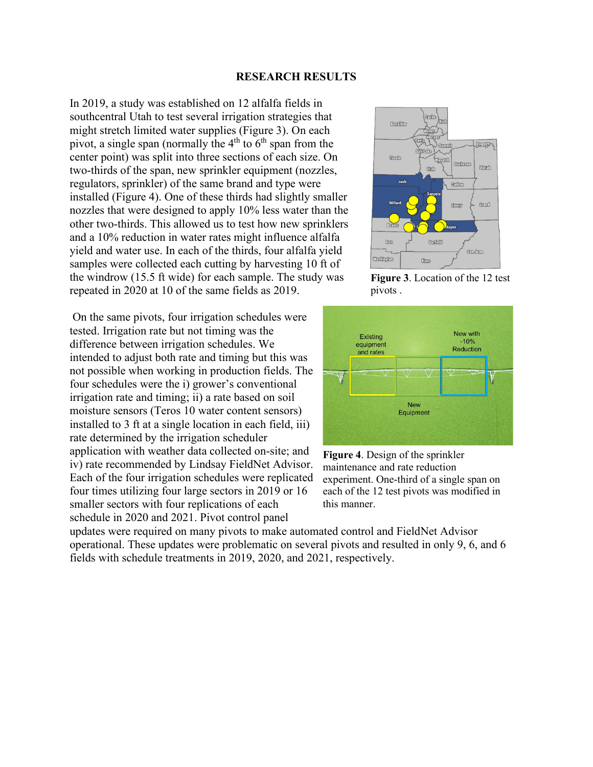## RESEARCH RESULTS

In 2019, a study was established on 12 alfalfa fields in southcentral Utah to test several irrigation strategies that might stretch limited water supplies (Figure 3). On each pivot, a single span (normally the 4th to 6th span from the center point) was split into three sections of each size. On two-thirds of the span, new sprinkler equipment (nozzles, regulators, sprinkler) of the same brand and type were installed (Figure 4). One of these thirds had slightly smaller nozzles that were designed to apply 10% less water than the other two-thirds. This allowed us to test how new sprinklers and a 10% reduction in water rates might influence alfalfa yield and water use. In each of the thirds, four alfalfa yield samples were collected each cutting by harvesting 10 ft of the windrow (15.5 ft wide) for each sample. The study was repeated in 2020 at 10 of the same fields as 2019.

**Figure 3**. Location of the 12 test pivots .

On the same pivots, four irrigation schedules were tested. Irrigation rate but not timing was the difference between irrigation schedules. We intended to adjust both rate and timing but this was not possible when working in production fields. The four schedules were the i) grower's conventional irrigation rate and timing; ii) a rate based on soil moisture sensors (Teros 10 water content sensors) installed to 3 ft at a single location in each field, iii) rate determined by the irrigation scheduler application with weather data collected on-site; and iv) rate recommended by Lindsay FieldNet Advisor. Each of the four irrigation schedules were replicated four times utilizing four large sectors in 2019 or 16 smaller sectors with four replications of each schedule in 2020 and 2021. Pivot control panel updates were required on many pivots to make automated control and FieldNet Advisor operational. These updates were problematic on several pivots and resulted in only 9, 6, and 6 fields with schedule treatments in 2019, 2020, and 2021, respectively.

**Figure 4**. Design of the sprinkler maintenance and rate reduction experiment. One-third of a single span on each of the 12 test pivots was modified in this manner.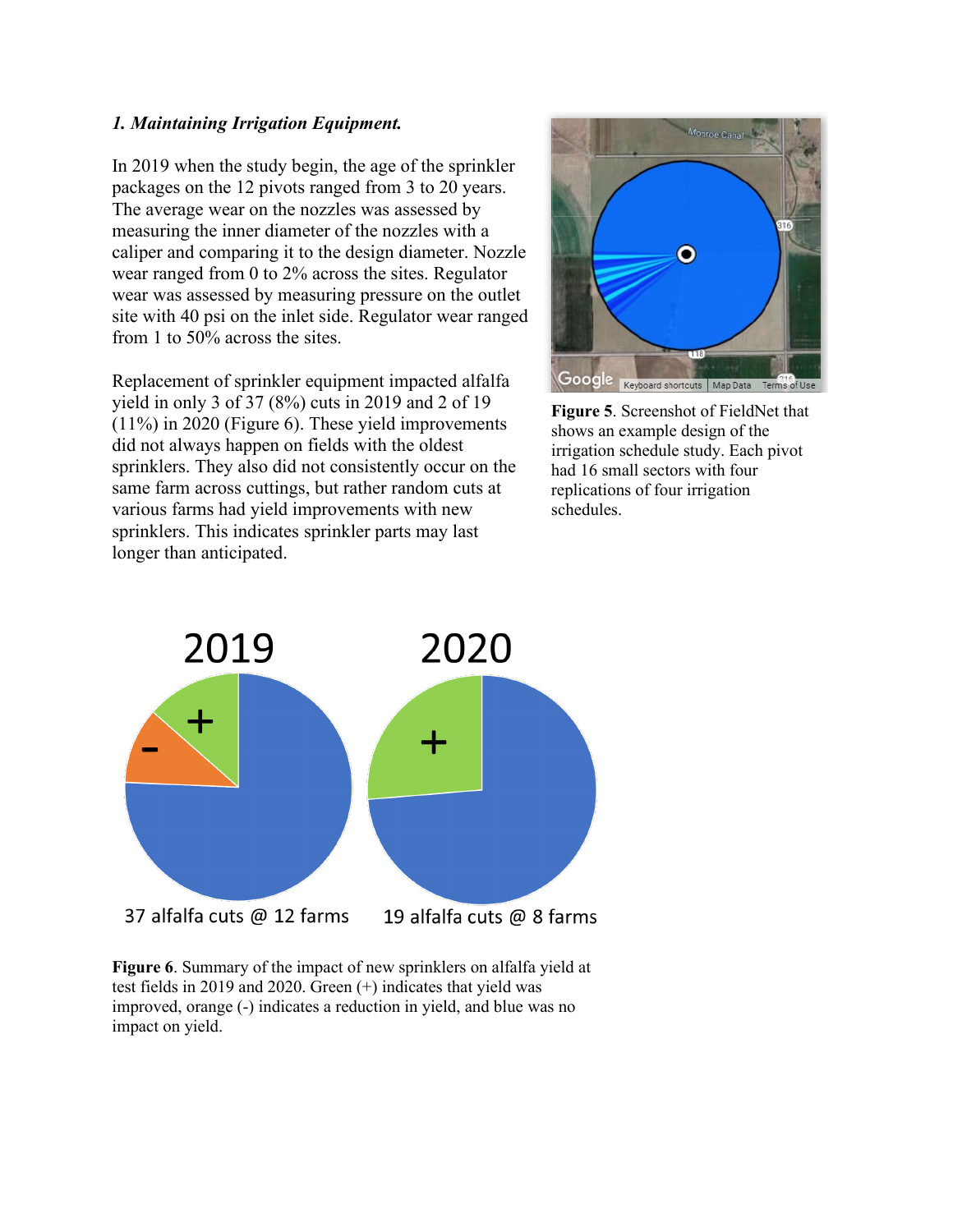***1. Maintaining Irrigation Equipment.***

In 2019 when the study begin, the age of the sprinkler packages on the 12 pivots ranged from 3 to 20 years. The average wear on the nozzles was assessed by measuring the inner diameter of the nozzles with a caliper and comparing it to the design diameter. Nozzle wear ranged from 0 to 2% across the sites. Regulator wear was assessed by measuring pressure on the outlet site with 40 psi on the inlet side. Regulator wear ranged from 1 to 50% across the sites.

Replacement of sprinkler equipment impacted alfalfa yield in only 3 of 37 (8%) cuts in 2019 and 2 of 19 (11%) in 2020 (Figure 6). These yield improvements did not always happen on fields with the oldest sprinklers. They also did not consistently occur on the same farm across cuttings, but rather random cuts at various farms had yield improvements with new sprinklers. This indicates sprinkler parts may last longer than anticipated.

**Figure 5**. Screenshot of FieldNet that shows an example design of the irrigation schedule study. Each pivot had 16 small sectors with four replications of four irrigation schedules.

**Figure 6**. Summary of the impact of new sprinklers on alfalfa yield at test fields in 2019 and 2020. Green (+) indicates that yield was improved, orange (-) indicates a reduction in yield, and blue was no impact on yield.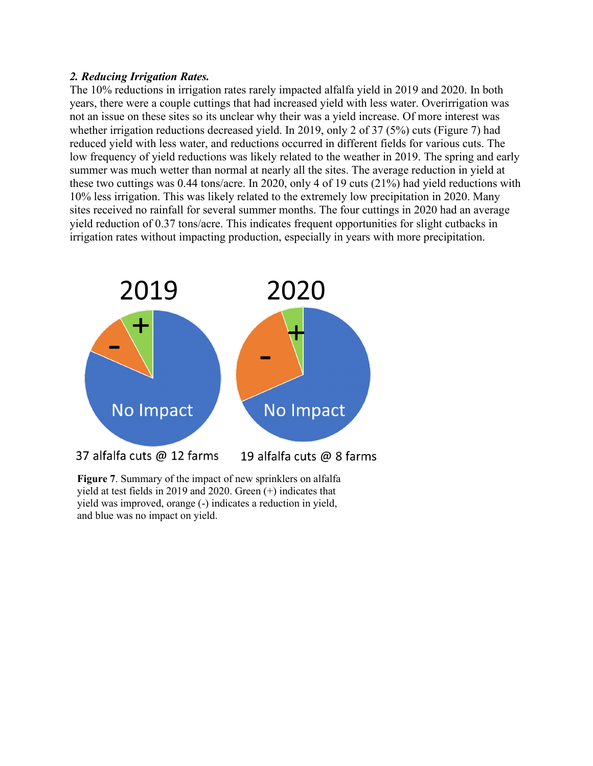***2. Reducing Irrigation Rates.***

The 10% reductions in irrigation rates rarely impacted alfalfa yield in 2019 and 2020. In both years, there were a couple cuttings that had increased yield with less water. Overirrigation was not an issue on these sites so its unclear why their was a yield increase. Of more interest was whether irrigation reductions decreased yield. In 2019, only 2 of 37 (5%) cuts (Figure 7) had reduced yield with less water, and reductions occurred in different fields for various cuts. The low frequency of yield reductions was likely related to the weather in 2019. The spring and early summer was much wetter than normal at nearly all the sites. The average reduction in yield at these two cuttings was 0.44 tons/acre. In 2020, only 4 of 19 cuts (21%) had yield reductions with 10% less irrigation. This was likely related to the extremely low precipitation in 2020. Many sites received no rainfall for several summer months. The four cuttings in 2020 had an average yield reduction of 0.37 tons/acre. This indicates frequent opportunities for slight cutbacks in irrigation rates without impacting production, especially in years with more precipitation.

2019 | 2020

No Impact | No Impact

37 alfalfa cuts @ 12 farms | 19 alfalfa cuts @ 8 farms

**Figure 7**. Summary of the impact of new sprinklers on alfalfa yield at test fields in 2019 and 2020. Green (+) indicates that yield was improved, orange (-) indicates a reduction in yield, and blue was no impact on yield.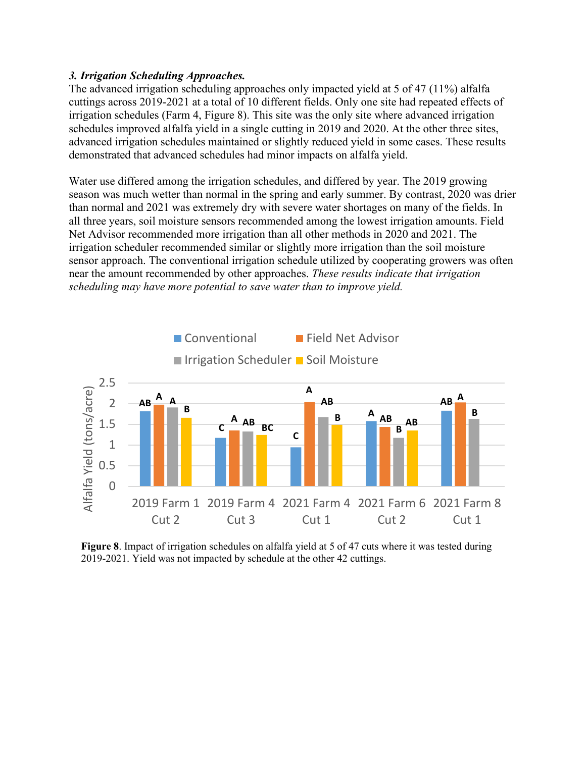***3. Irrigation Scheduling Approaches.***

The advanced irrigation scheduling approaches only impacted yield at 5 of 47 (11%) alfalfa cuttings across 2019-2021 at a total of 10 different fields. Only one site had repeated effects of irrigation schedules (Farm 4, Figure 8). This site was the only site where advanced irrigation schedules improved alfalfa yield in a single cutting in 2019 and 2020. At the other three sites, advanced irrigation schedules maintained or slightly reduced yield in some cases. These results demonstrated that advanced schedules had minor impacts on alfalfa yield.

Water use differed among the irrigation schedules, and differed by year. The 2019 growing season was much wetter than normal in the spring and early summer. By contrast, 2020 was drier than normal and 2021 was extremely dry with severe water shortages on many of the fields. In all three years, soil moisture sensors recommended among the lowest irrigation amounts. Field Net Advisor recommended more irrigation than all other methods in 2020 and 2021. The irrigation scheduler recommended similar or slightly more irrigation than the soil moisture sensor approach. The conventional irrigation schedule utilized by cooperating growers was often near the amount recommended by other approaches. *These results indicate that irrigation scheduling may have more potential to save water than to improve yield.*

**Figure 8**. Impact of irrigation schedules on alfalfa yield at 5 of 47 cuts where it was tested during 2019-2021. Yield was not impacted by schedule at the other 42 cuttings.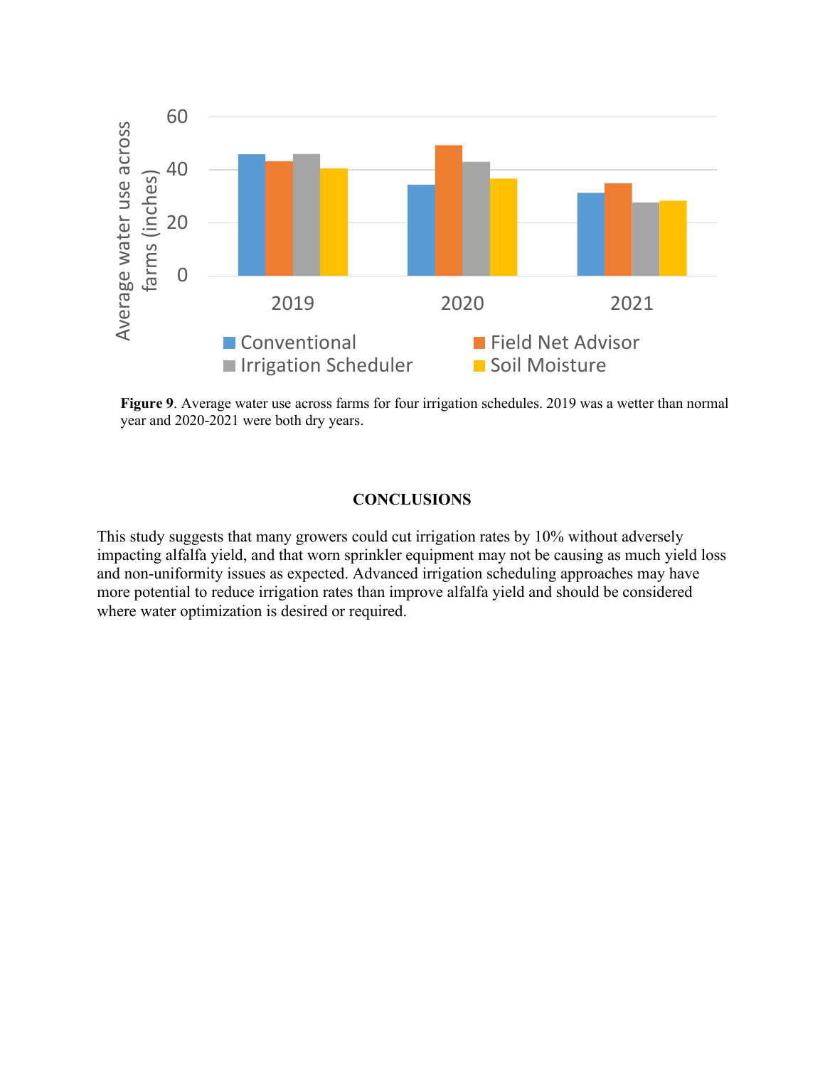60

40

20

0

Average water use across farms (inches)

2019

2020

2021

Conventional

Field Net Advisor

Irrigation Scheduler

Soil Moisture

**Figure 9**. Average water use across farms for four irrigation schedules. 2019 was a wetter than normal year and 2020-2021 were both dry years.

## CONCLUSIONS

This study suggests that many growers could cut irrigation rates by 10% without adversely impacting alfalfa yield, and that worn sprinkler equipment may not be causing as much yield loss and non-uniformity issues as expected. Advanced irrigation scheduling approaches may have more potential to reduce irrigation rates than improve alfalfa yield and should be considered where water optimization is desired or required.